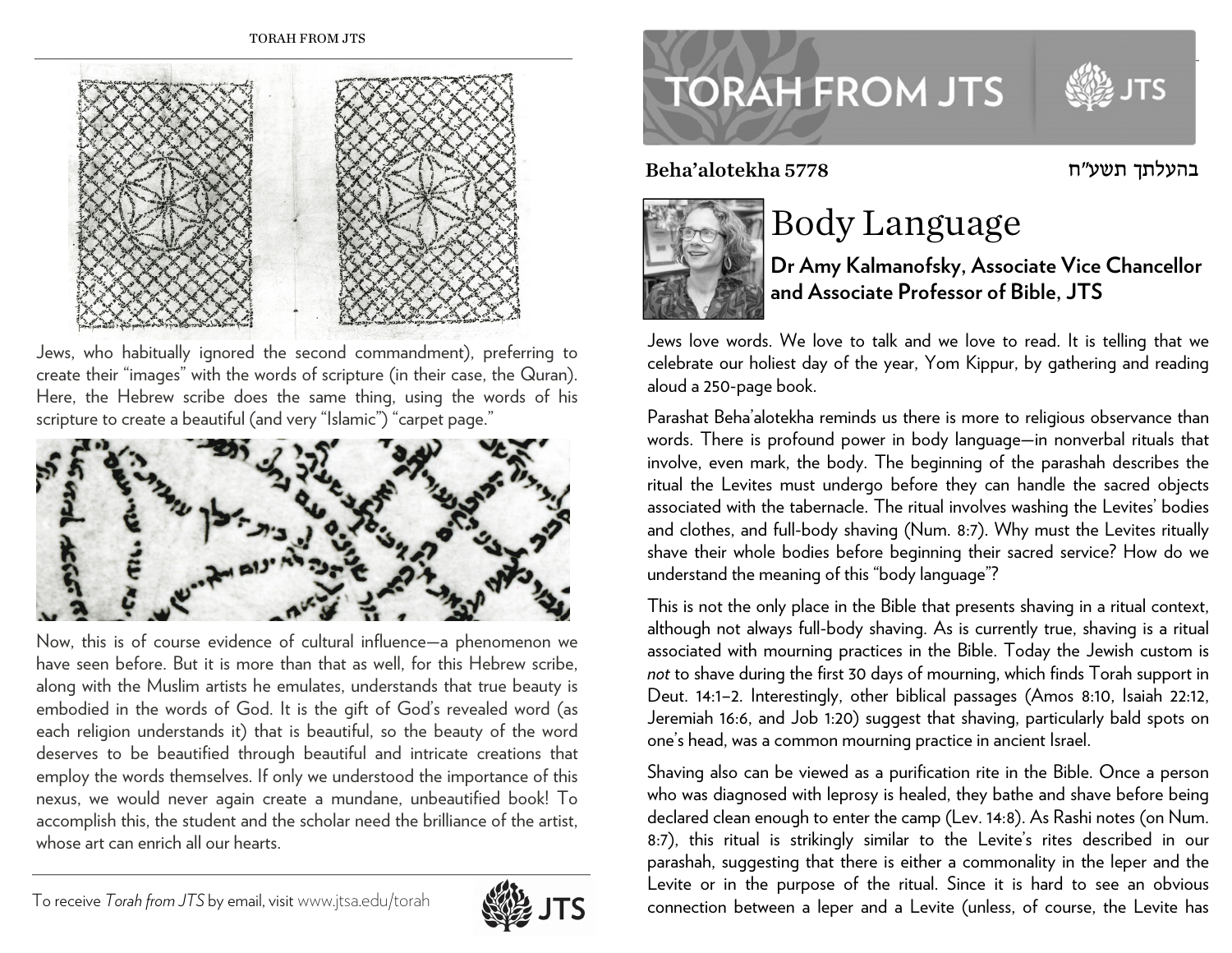Jews, who habitually ignored the second commandment), preferring to create their "images" with the words of scripture (in their case, the Quran). Here, the Hebrew scribe does the same thing, using the words of his scripture to create a beautiful (and very "Islamic") "carpet page."

Now, this is of course evidence of cultural influence—a phenomenon we have seen before. But it is more than that as well, for this Hebrew scribe, along with the Muslim artists he emulates, understands that true beauty is embodied in the words of God. It is the gift of God's revealed word (as each religion understands it) that is beautiful, so the beauty of the word deserves to be beautified through beautiful and intricate creations that employ the words themselves. If only we understood the importance of this nexus, we would never again create a mundane, unbeautified book! To accomplish this, the student and the scholar need the brilliance of the artist, whose art can enrich all our hearts.

To receive *Torah from JTS* by email, visit www.jtsa.edu/torah

# TORAH FROM JTS

**Beha'alotekha 5778** — בהעלתך תשע״ח

## Body Language

**Dr Amy Kalmanofsky, Associate Vice Chancellor and Associate Professor of Bible, JTS**

Jews love words. We love to talk and we love to read. It is telling that we celebrate our holiest day of the year, Yom Kippur, by gathering and reading aloud a 250-page book.

Parashat Beha'alotekha reminds us there is more to religious observance than words. There is profound power in body language—in nonverbal rituals that involve, even mark, the body. The beginning of the parashah describes the ritual the Levites must undergo before they can handle the sacred objects associated with the tabernacle. The ritual involves washing the Levites' bodies and clothes, and full-body shaving (Num. 8:7). Why must the Levites ritually shave their whole bodies before beginning their sacred service? How do we understand the meaning of this "body language"?

This is not the only place in the Bible that presents shaving in a ritual context, although not always full-body shaving. As is currently true, shaving is a ritual associated with mourning practices in the Bible. Today the Jewish custom is *not* to shave during the first 30 days of mourning, which finds Torah support in Deut. 14:1–2. Interestingly, other biblical passages (Amos 8:10, Isaiah 22:12, Jeremiah 16:6, and Job 1:20) suggest that shaving, particularly bald spots on one's head, was a common mourning practice in ancient Israel.

Shaving also can be viewed as a purification rite in the Bible. Once a person who was diagnosed with leprosy is healed, they bathe and shave before being declared clean enough to enter the camp (Lev. 14:8). As Rashi notes (on Num. 8:7), this ritual is strikingly similar to the Levite's rites described in our parashah, suggesting that there is either a commonality in the leper and the Levite or in the purpose of the ritual. Since it is hard to see an obvious connection between a leper and a Levite (unless, of course, the Levite has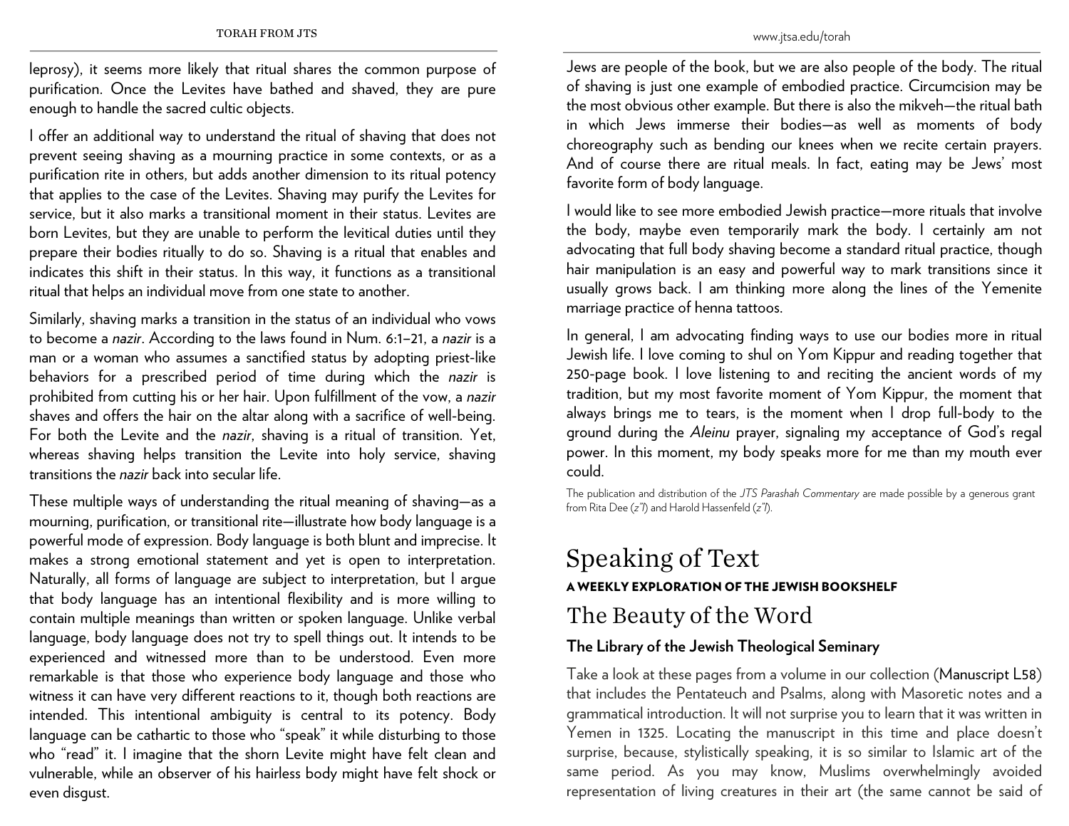leprosy), it seems more likely that ritual shares the common purpose of purification. Once the Levites have bathed and shaved, they are pure enough to handle the sacred cultic objects.

I offer an additional way to understand the ritual of shaving that does not prevent seeing shaving as a mourning practice in some contexts, or as a purification rite in others, but adds another dimension to its ritual potency that applies to the case of the Levites. Shaving may purify the Levites for service, but it also marks a transitional moment in their status. Levites are born Levites, but they are unable to perform the levitical duties until they prepare their bodies ritually to do so. Shaving is a ritual that enables and indicates this shift in their status. In this way, it functions as a transitional ritual that helps an individual move from one state to another.

Similarly, shaving marks a transition in the status of an individual who vows to become a *nazir*. According to the laws found in Num. 6:1–21, a *nazir* is a man or a woman who assumes a sanctified status by adopting priest-like behaviors for a prescribed period of time during which the *nazir* is prohibited from cutting his or her hair. Upon fulfillment of the vow, a *nazir* shaves and offers the hair on the altar along with a sacrifice of well-being. For both the Levite and the *nazir*, shaving is a ritual of transition. Yet, whereas shaving helps transition the Levite into holy service, shaving transitions the *nazir* back into secular life.

These multiple ways of understanding the ritual meaning of shaving—as a mourning, purification, or transitional rite—illustrate how body language is a powerful mode of expression. Body language is both blunt and imprecise. It makes a strong emotional statement and yet is open to interpretation. Naturally, all forms of language are subject to interpretation, but I argue that body language has an intentional flexibility and is more willing to contain multiple meanings than written or spoken language. Unlike verbal language, body language does not try to spell things out. It intends to be experienced and witnessed more than to be understood. Even more remarkable is that those who experience body language and those who witness it can have very different reactions to it, though both reactions are intended. This intentional ambiguity is central to its potency. Body language can be cathartic to those who "speak" it while disturbing to those who "read" it. I imagine that the shorn Levite might have felt clean and vulnerable, while an observer of his hairless body might have felt shock or even disgust.

Jews are people of the book, but we are also people of the body. The ritual of shaving is just one example of embodied practice. Circumcision may be the most obvious other example. But there is also the mikveh—the ritual bath in which Jews immerse their bodies—as well as moments of body choreography such as bending our knees when we recite certain prayers. And of course there are ritual meals. In fact, eating may be Jews' most favorite form of body language.

I would like to see more embodied Jewish practice—more rituals that involve the body, maybe even temporarily mark the body. I certainly am not advocating that full body shaving become a standard ritual practice, though hair manipulation is an easy and powerful way to mark transitions since it usually grows back. I am thinking more along the lines of the Yemenite marriage practice of henna tattoos.

In general, I am advocating finding ways to use our bodies more in ritual Jewish life. I love coming to shul on Yom Kippur and reading together that 250-page book. I love listening to and reciting the ancient words of my tradition, but my most favorite moment of Yom Kippur, the moment that always brings me to tears, is the moment when I drop full-body to the ground during the *Aleinu* prayer, signaling my acceptance of God's regal power. In this moment, my body speaks more for me than my mouth ever could.

The publication and distribution of the *JTS Parashah Commentary* are made possible by a generous grant from Rita Dee (*z"l*) and Harold Hassenfeld (*z"l*).

# Speaking of Text

**A WEEKLY EXPLORATION OF THE JEWISH BOOKSHELF**

## The Beauty of the Word

### The Library of the Jewish Theological Seminary

Take a look at these pages from a volume in our collection (Manuscript L58) that includes the Pentateuch and Psalms, along with Masoretic notes and a grammatical introduction. It will not surprise you to learn that it was written in Yemen in 1325. Locating the manuscript in this time and place doesn't surprise, because, stylistically speaking, it is so similar to Islamic art of the same period. As you may know, Muslims overwhelmingly avoided representation of living creatures in their art (the same cannot be said of